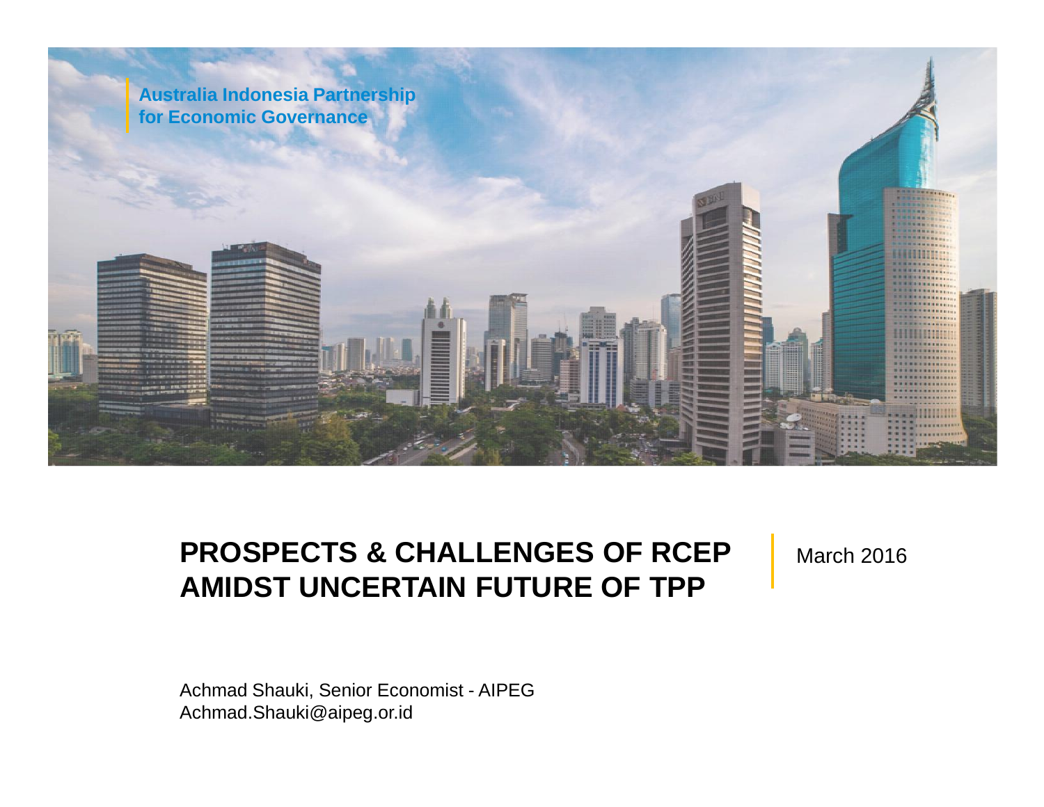Australia Indonesia Partnership
for Economic Governance

# PROSPECTS & CHALLENGES OF RCEP AMIDST UNCERTAIN FUTURE OF TPP

March 2016

Achmad Shauki, Senior Economist - AIPEG
Achmad.Shauki@aipeg.or.id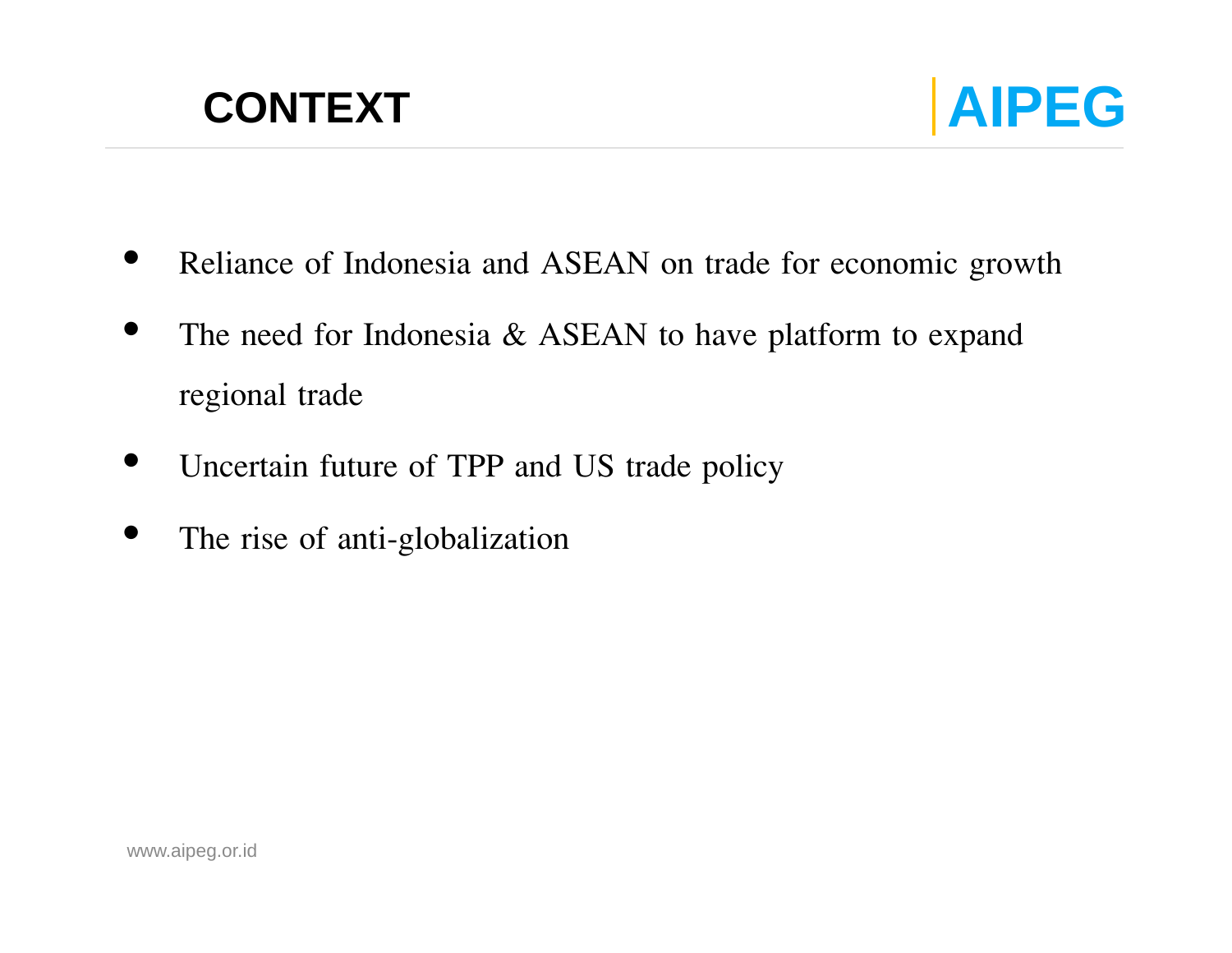# CONTEXT

- Reliance of Indonesia and ASEAN on trade for economic growth
- The need for Indonesia & ASEAN to have platform to expand regional trade
- Uncertain future of TPP and US trade policy
- The rise of anti-globalization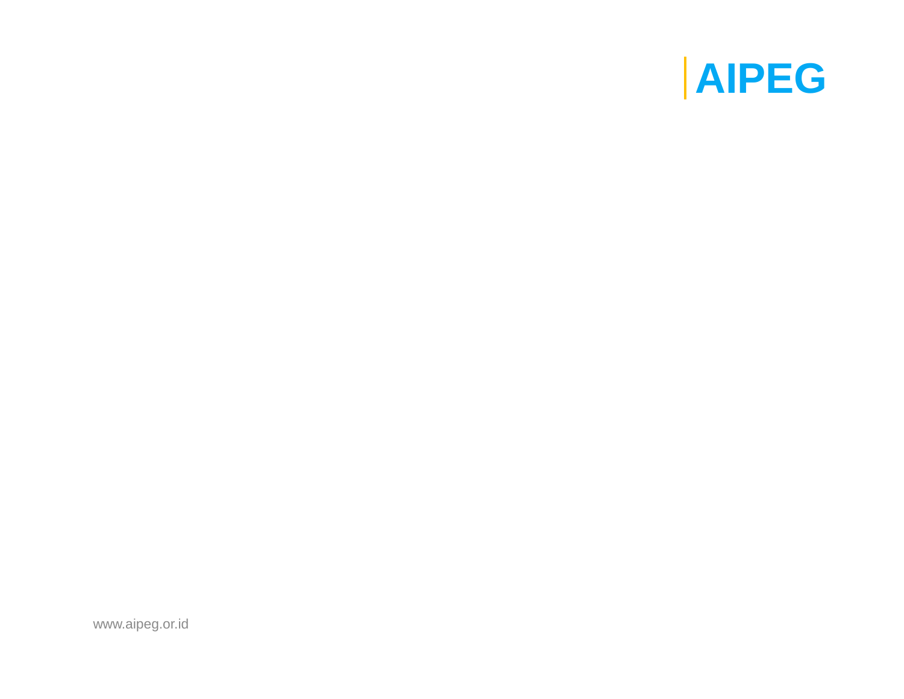# AIPEG

www.aipeg.or.id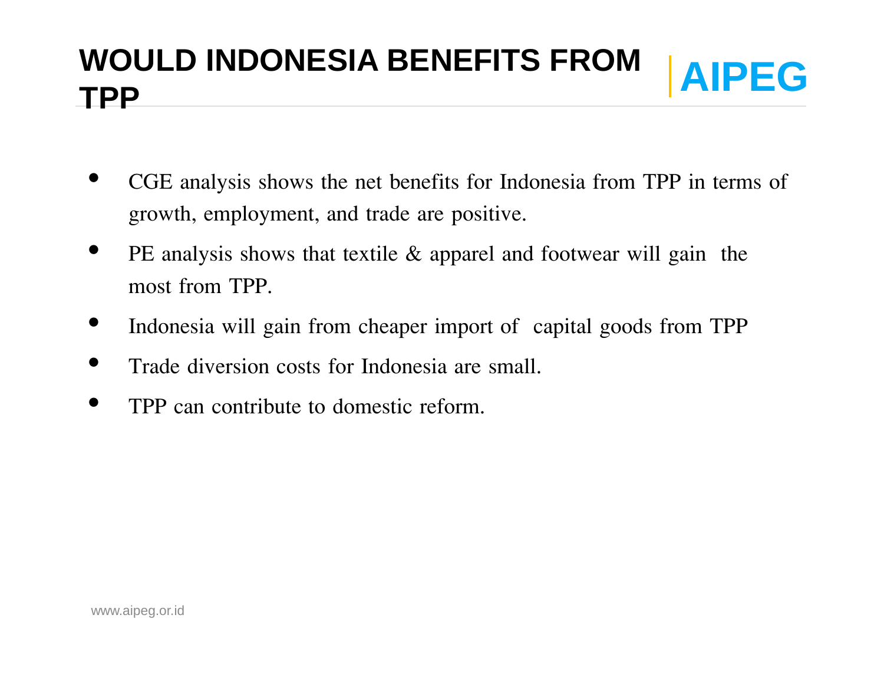# WOULD INDONESIA BENEFITS FROM TPP

AIPEG

- CGE analysis shows the net benefits for Indonesia from TPP in terms of growth, employment, and trade are positive.
- PE analysis shows that textile & apparel and footwear will gain the most from TPP.
- Indonesia will gain from cheaper import of capital goods from TPP
- Trade diversion costs for Indonesia are small.
- TPP can contribute to domestic reform.

www.aipeg.or.id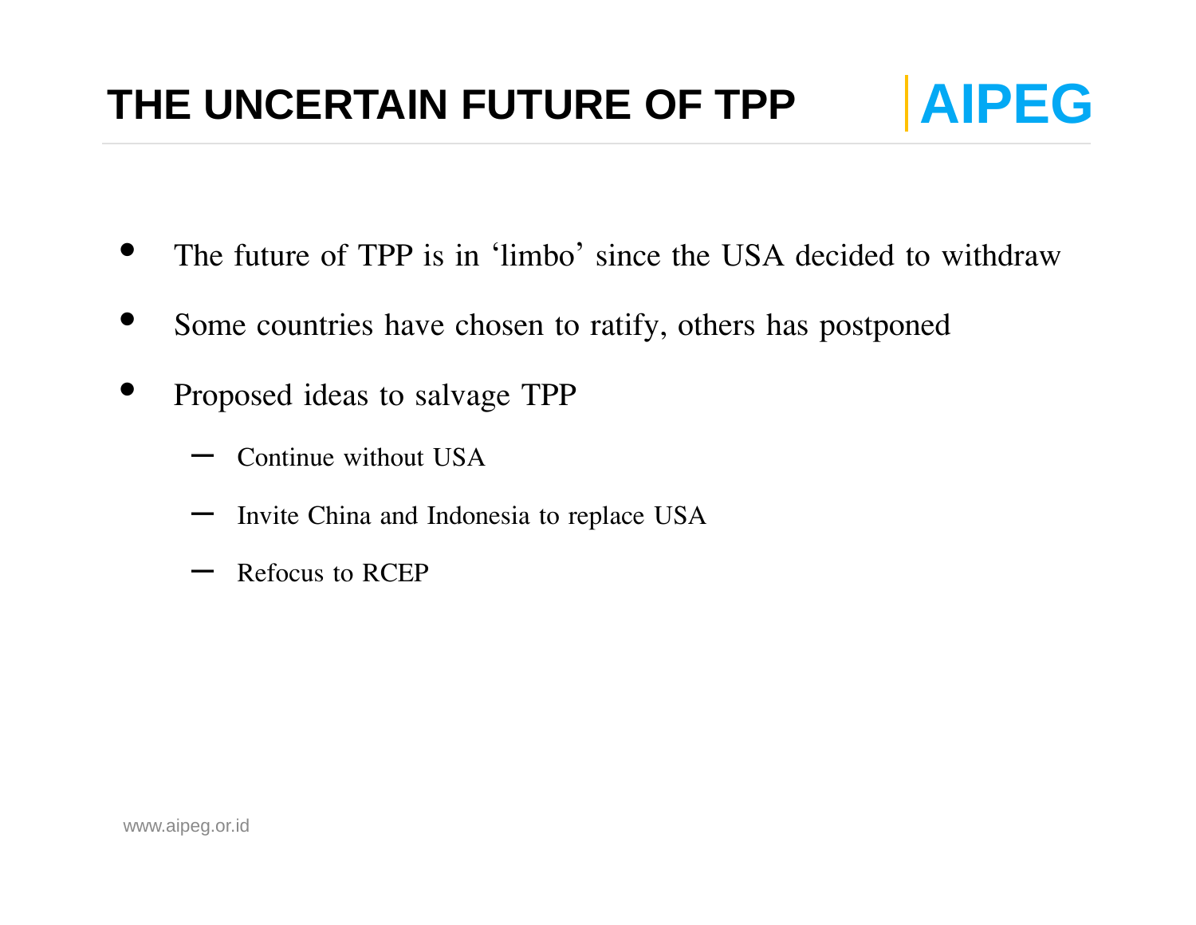# THE UNCERTAIN FUTURE OF TPP

- The future of TPP is in ‘limbo’ since the USA decided to withdraw
- Some countries have chosen to ratify, others has postponed
- Proposed ideas to salvage TPP
  - Continue without USA
  - Invite China and Indonesia to replace USA
  - Refocus to RCEP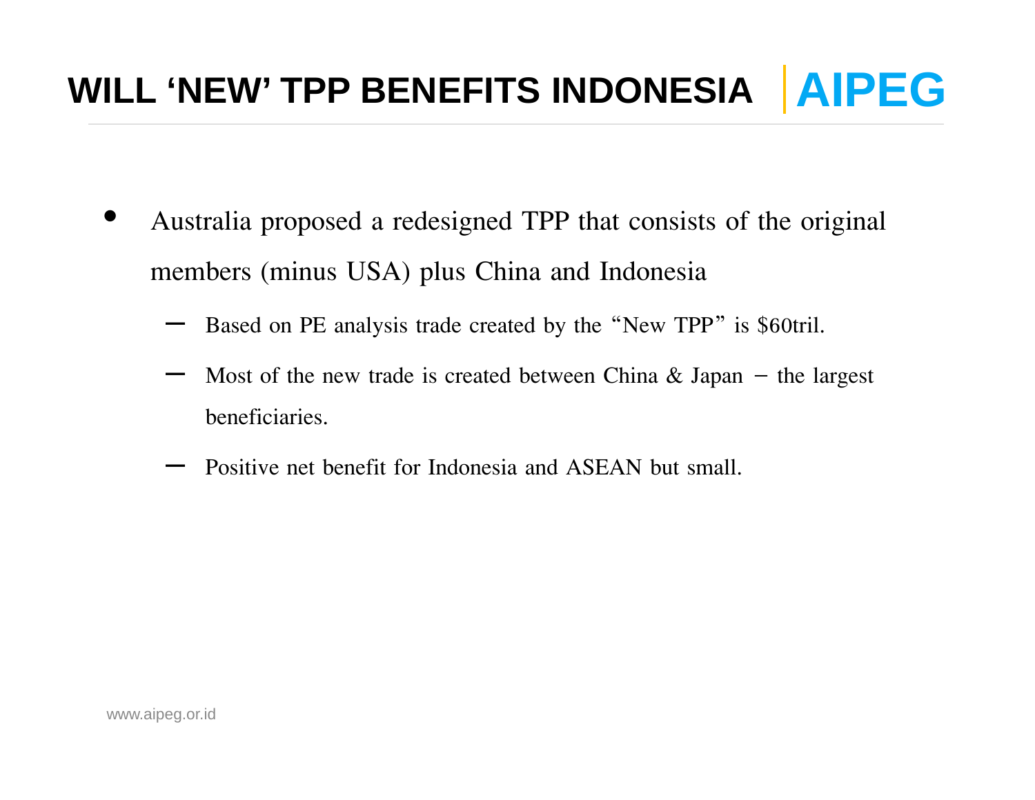# WILL 'NEW' TPP BENEFITS INDONESIA

- Australia proposed a redesigned TPP that consists of the original members (minus USA) plus China and Indonesia
  - Based on PE analysis trade created by the "New TPP" is $60tril.
  - Most of the new trade is created between China & Japan – the largest beneficiaries.
  - Positive net benefit for Indonesia and ASEAN but small.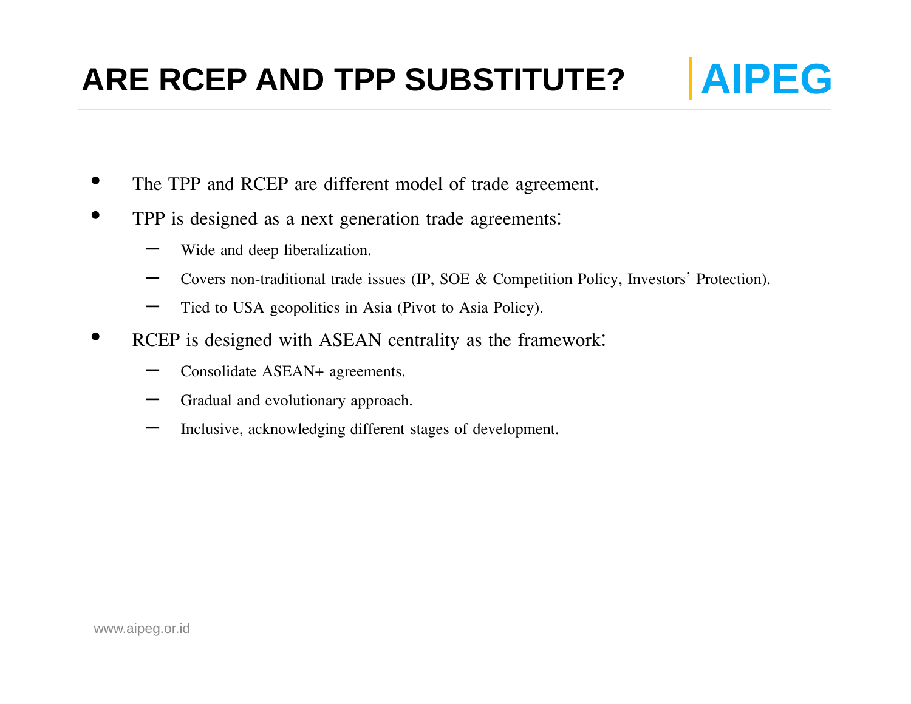# ARE RCEP AND TPP SUBSTITUTE?

- The TPP and RCEP are different model of trade agreement.
- TPP is designed as a next generation trade agreements:
  - Wide and deep liberalization.
  - Covers non-traditional trade issues (IP, SOE & Competition Policy, Investors' Protection).
  - Tied to USA geopolitics in Asia (Pivot to Asia Policy).
- RCEP is designed with ASEAN centrality as the framework:
  - Consolidate ASEAN+ agreements.
  - Gradual and evolutionary approach.
  - Inclusive, acknowledging different stages of development.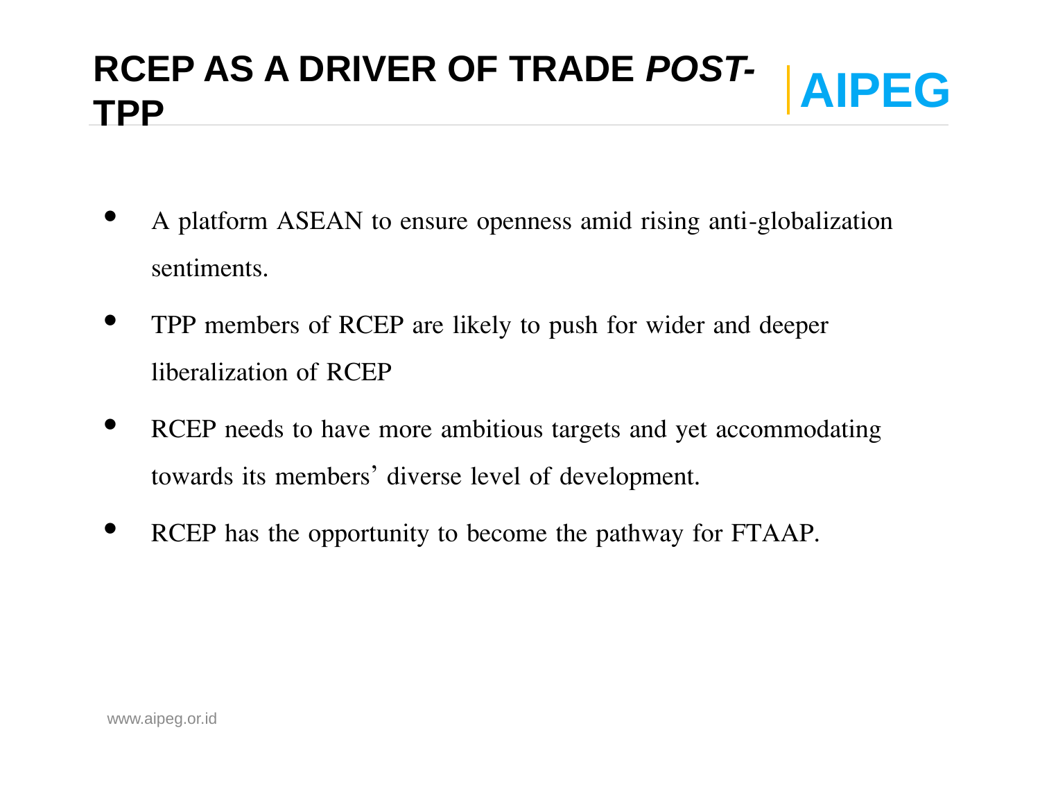# RCEP AS A DRIVER OF TRADE *POST-* TPP

- A platform ASEAN to ensure openness amid rising anti-globalization sentiments.
- TPP members of RCEP are likely to push for wider and deeper liberalization of RCEP
- RCEP needs to have more ambitious targets and yet accommodating towards its members' diverse level of development.
- RCEP has the opportunity to become the pathway for FTAAP.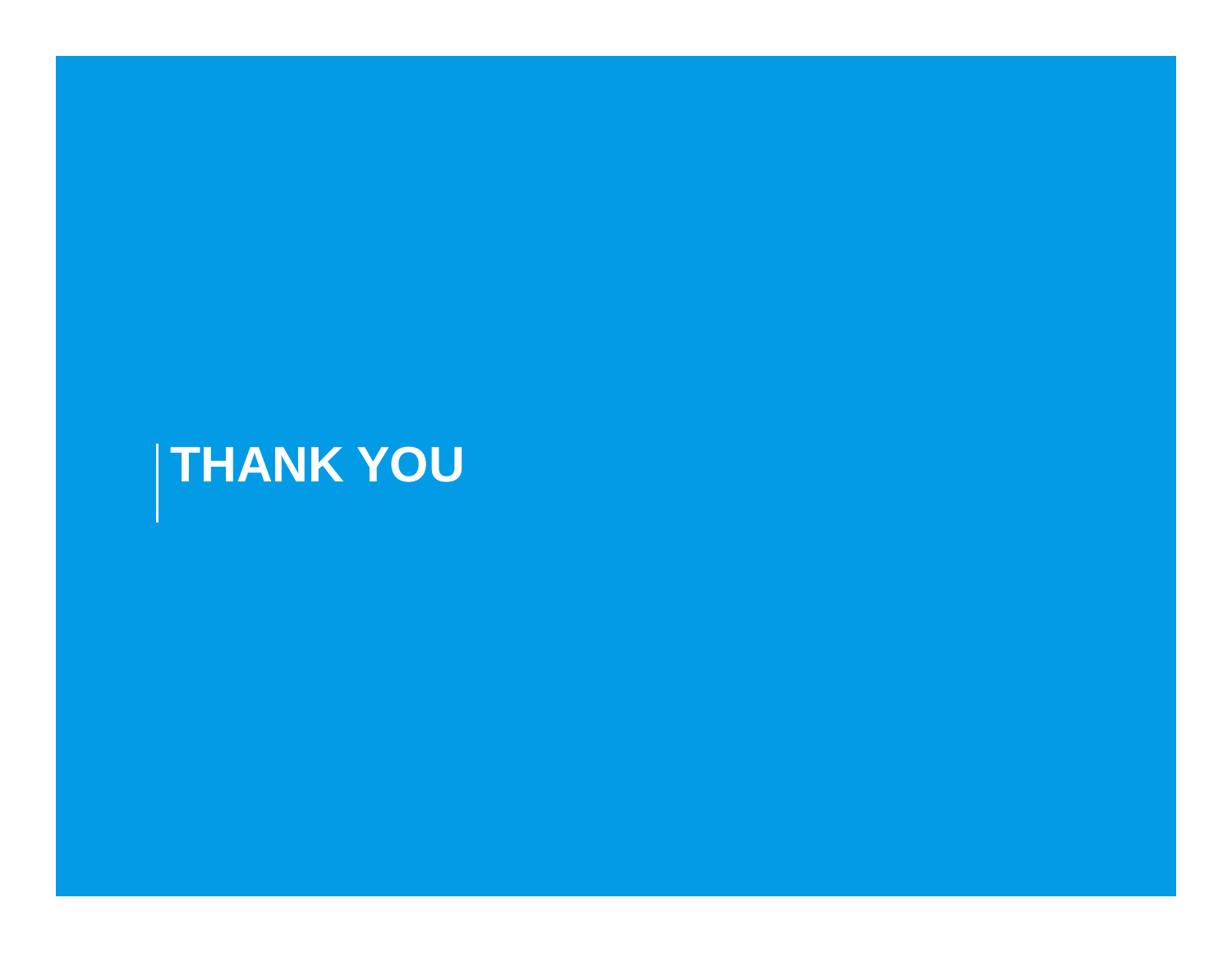# THANK YOU